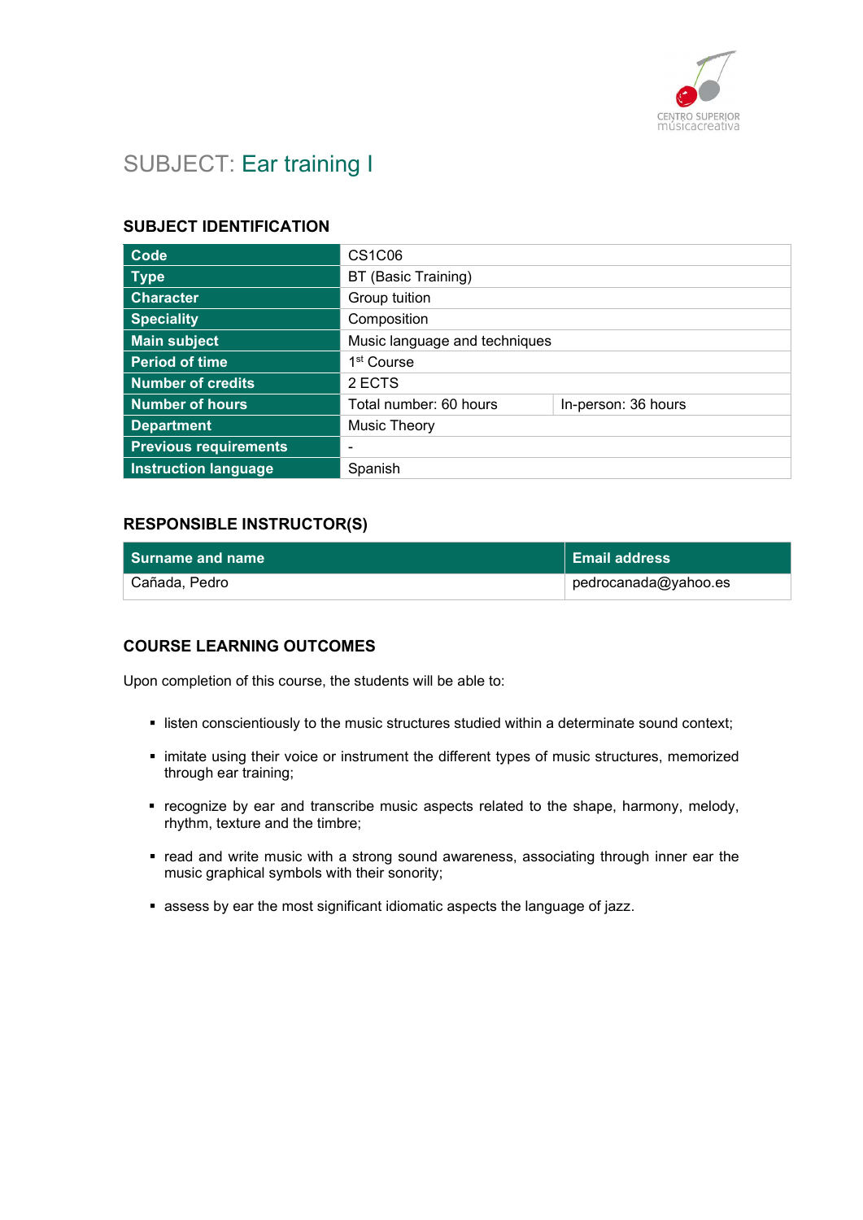# SUBJECT: Ear training I

## SUBJECT IDENTIFICATION

| | | |
|---|---|---|
| **Code** | CS1C06 | |
| **Type** | BT (Basic Training) | |
| **Character** | Group tuition | |
| **Speciality** | Composition | |
| **Main subject** | Music language and techniques | |
| **Period of time** | 1st Course | |
| **Number of credits** | 2 ECTS | |
| **Number of hours** | Total number: 60 hours | In-person: 36 hours |
| **Department** | Music Theory | |
| **Previous requirements** | - | |
| **Instruction language** | Spanish | |

## RESPONSIBLE INSTRUCTOR(S)

| Surname and name | Email address |
|---|---|
| Cañada, Pedro | pedrocanada@yahoo.es |

## COURSE LEARNING OUTCOMES

Upon completion of this course, the students will be able to:

- listen conscientiously to the music structures studied within a determinate sound context;
- imitate using their voice or instrument the different types of music structures, memorized through ear training;
- recognize by ear and transcribe music aspects related to the shape, harmony, melody, rhythm, texture and the timbre;
- read and write music with a strong sound awareness, associating through inner ear the music graphical symbols with their sonority;
- assess by ear the most significant idiomatic aspects the language of jazz.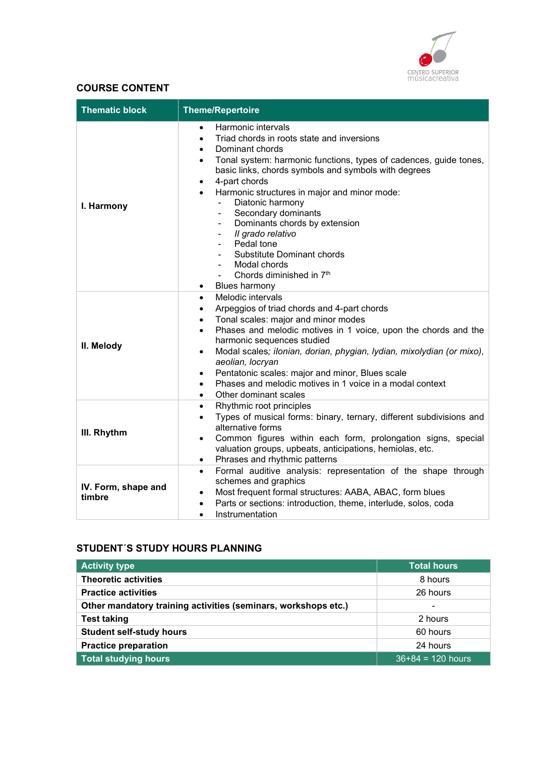## COURSE CONTENT

| Thematic block | Theme/Repertoire |
|---|---|
| **I. Harmony** | • Harmonic intervals<br>• Triad chords in roots state and inversions<br>• Dominant chords<br>• Tonal system: harmonic functions, types of cadences, guide tones, basic links, chords symbols and symbols with degrees<br>• 4-part chords<br>• Harmonic structures in major and minor mode:<br>  - Diatonic harmony<br>  - Secondary dominants<br>  - Dominants chords by extension<br>  - *II grado relativo*<br>  - Pedal tone<br>  - Substitute Dominant chords<br>  - Modal chords<br>  - Chords diminished in 7th<br>• Blues harmony |
| **II. Melody** | • Melodic intervals<br>• Arpeggios of triad chords and 4-part chords<br>• Tonal scales: major and minor modes<br>• Phases and melodic motives in 1 voice, upon the chords and the harmonic sequences studied<br>• Modal scales*; ilonian, dorian, phygian, lydian, mixolydian (or mixo), aeolian, locryan*<br>• Pentatonic scales: major and minor, Blues scale<br>• Phases and melodic motives in 1 voice in a modal context<br>• Other dominant scales |
| **III. Rhythm** | • Rhythmic root principles<br>• Types of musical forms: binary, ternary, different subdivisions and alternative forms<br>• Common figures within each form, prolongation signs, special valuation groups, upbeats, anticipations, hemiolas, etc.<br>• Phrases and rhythmic patterns |
| **IV. Form, shape and timbre** | • Formal auditive analysis: representation of the shape through schemes and graphics<br>• Most frequent formal structures: AABA, ABAC, form blues<br>• Parts or sections: introduction, theme, interlude, solos, coda<br>• Instrumentation |

## STUDENT´S STUDY HOURS PLANNING

| Activity type | Total hours |
|---|---|
| **Theoretic activities** | 8 hours |
| **Practice activities** | 26 hours |
| **Other mandatory training activities (seminars, workshops etc.)** | - |
| **Test taking** | 2 hours |
| **Student self-study hours** | 60 hours |
| **Practice preparation** | 24 hours |
| **Total studying hours** | 36+84 = 120 hours |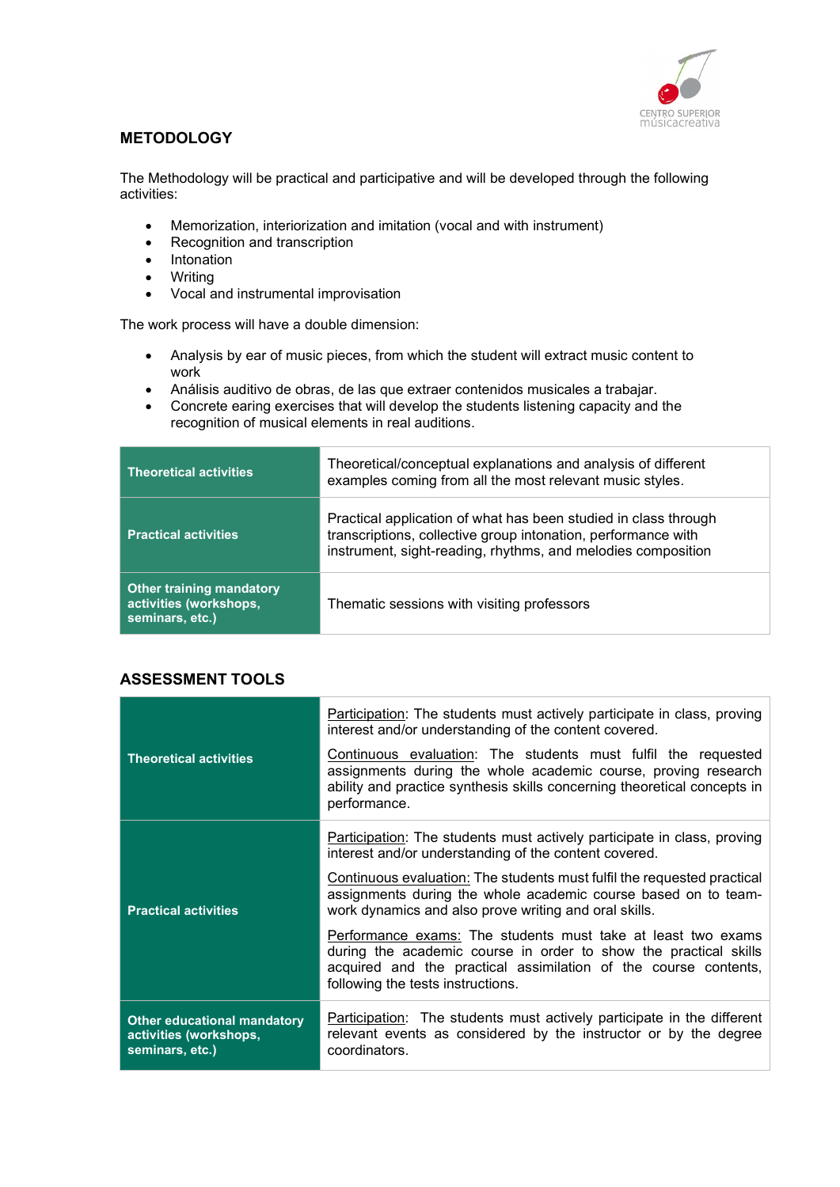## METODOLOGY

The Methodology will be practical and participative and will be developed through the following activities:

- Memorization, interiorization and imitation (vocal and with instrument)
- Recognition and transcription
- Intonation
- Writing
- Vocal and instrumental improvisation

The work process will have a double dimension:

- Analysis by ear of music pieces, from which the student will extract music content to work
- Análisis auditivo de obras, de las que extraer contenidos musicales a trabajar.
- Concrete earing exercises that will develop the students listening capacity and the recognition of musical elements in real auditions.

| | |
|---|---|
| **Theoretical activities** | Theoretical/conceptual explanations and analysis of different examples coming from all the most relevant music styles. |
| **Practical activities** | Practical application of what has been studied in class through transcriptions, collective group intonation, performance with instrument, sight-reading, rhythms, and melodies composition |
| **Other training mandatory activities (workshops, seminars, etc.)** | Thematic sessions with visiting professors |

## ASSESSMENT TOOLS

| | |
|---|---|
| **Theoretical activities** | Participation: The students must actively participate in class, proving interest and/or understanding of the content covered.<br><br>Continuous evaluation: The students must fulfil the requested assignments during the whole academic course, proving research ability and practice synthesis skills concerning theoretical concepts in performance. |
| **Practical activities** | Participation: The students must actively participate in class, proving interest and/or understanding of the content covered.<br><br>Continuous evaluation: The students must fulfil the requested practical assignments during the whole academic course based on to team-work dynamics and also prove writing and oral skills.<br><br>Performance exams: The students must take at least two exams during the academic course in order to show the practical skills acquired and the practical assimilation of the course contents, following the tests instructions. |
| **Other educational mandatory activities (workshops, seminars, etc.)** | Participation: The students must actively participate in the different relevant events as considered by the instructor or by the degree coordinators. |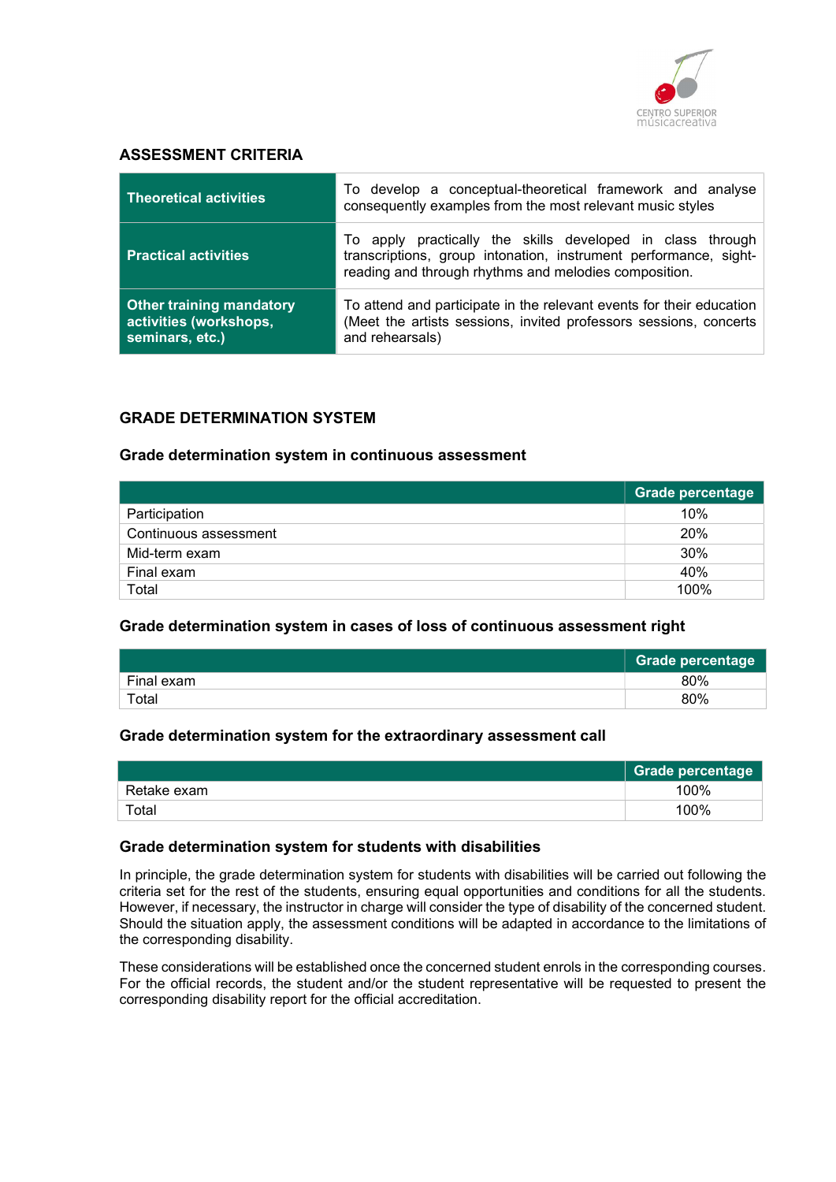## ASSESSMENT CRITERIA

| | |
|---|---|
| **Theoretical activities** | To develop a conceptual-theoretical framework and analyse consequently examples from the most relevant music styles |
| **Practical activities** | To apply practically the skills developed in class through transcriptions, group intonation, instrument performance, sight-reading and through rhythms and melodies composition. |
| **Other training mandatory activities (workshops, seminars, etc.)** | To attend and participate in the relevant events for their education (Meet the artists sessions, invited professors sessions, concerts and rehearsals) |

## GRADE DETERMINATION SYSTEM

### Grade determination system in continuous assessment

| | Grade percentage |
|---|---|
| Participation | 10% |
| Continuous assessment | 20% |
| Mid-term exam | 30% |
| Final exam | 40% |
| Total | 100% |

### Grade determination system in cases of loss of continuous assessment right

| | Grade percentage |
|---|---|
| Final exam | 80% |
| Total | 80% |

### Grade determination system for the extraordinary assessment call

| | Grade percentage |
|---|---|
| Retake exam | 100% |
| Total | 100% |

### Grade determination system for students with disabilities

In principle, the grade determination system for students with disabilities will be carried out following the criteria set for the rest of the students, ensuring equal opportunities and conditions for all the students. However, if necessary, the instructor in charge will consider the type of disability of the concerned student. Should the situation apply, the assessment conditions will be adapted in accordance to the limitations of the corresponding disability.

These considerations will be established once the concerned student enrols in the corresponding courses. For the official records, the student and/or the student representative will be requested to present the corresponding disability report for the official accreditation.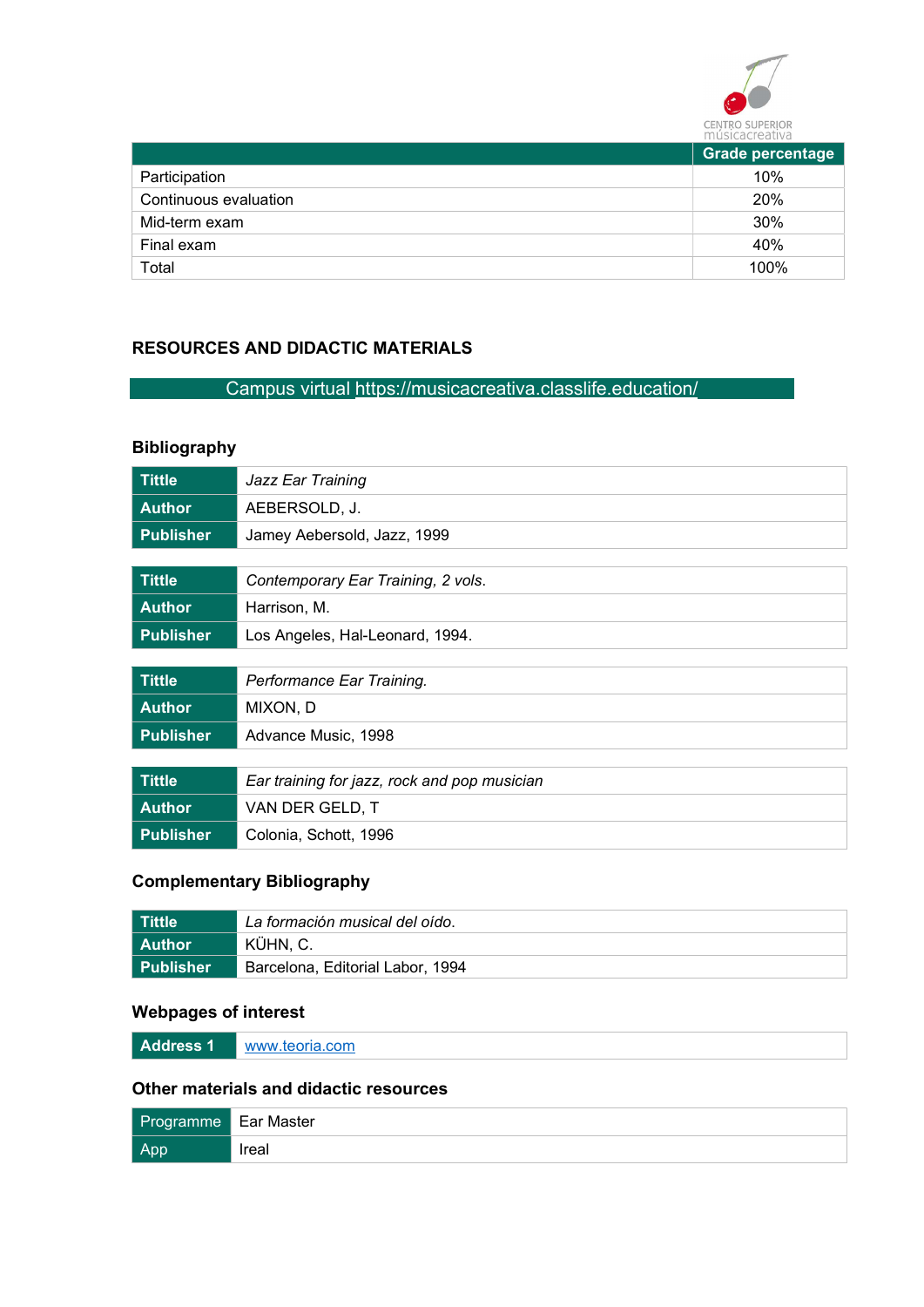| | Grade percentage |
|---|---|
| Participation | 10% |
| Continuous evaluation | 20% |
| Mid-term exam | 30% |
| Final exam | 40% |
| Total | 100% |

## RESOURCES AND DIDACTIC MATERIALS

Campus virtual https://musicacreativa.classlife.education/

### Bibliography

| | |
|---|---|
| **Tittle** | *Jazz Ear Training* |
| **Author** | AEBERSOLD, J. |
| **Publisher** | Jamey Aebersold, Jazz, 1999 |

| | |
|---|---|
| **Tittle** | *Contemporary Ear Training, 2 vols*. |
| **Author** | Harrison, M. |
| **Publisher** | Los Angeles, Hal-Leonard, 1994. |

| | |
|---|---|
| **Tittle** | *Performance Ear Training.* |
| **Author** | MIXON, D |
| **Publisher** | Advance Music, 1998 |

| | |
|---|---|
| **Tittle** | *Ear training for jazz, rock and pop musician* |
| **Author** | VAN DER GELD, T |
| **Publisher** | Colonia, Schott, 1996 |

### Complementary Bibliography

| | |
|---|---|
| **Tittle** | *La formación musical del oído.* |
| **Author** | KÜHN, C. |
| **Publisher** | Barcelona, Editorial Labor, 1994 |

### Webpages of interest

| | |
|---|---|
| **Address 1** | www.teoria.com |

### Other materials and didactic resources

| | |
|---|---|
| Programme | Ear Master |
| App | Ireal |